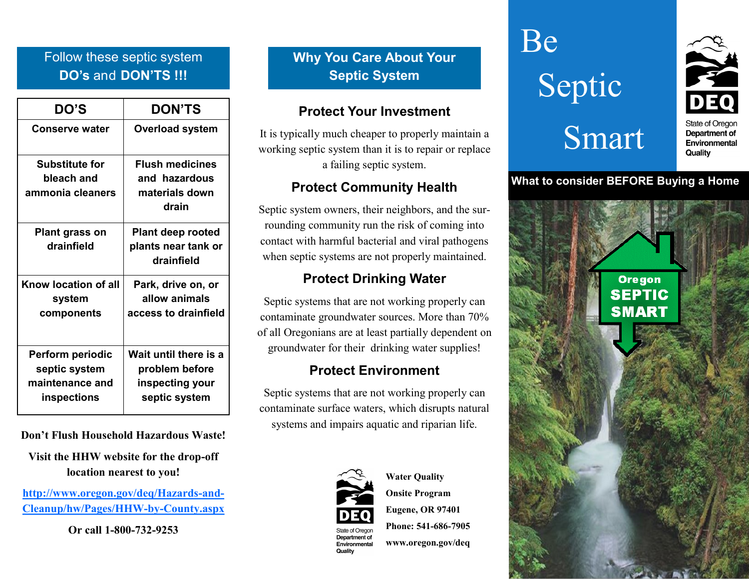## Follow these septic system **DO's** and **DON'TS !!!**

| DO'S | DON'TS |
|---|---|
| Conserve water | Overload system |
| Substitute for bleach and ammonia cleaners | Flush medicines and hazardous materials down drain |
| Plant grass on drainfield | Plant deep rooted plants near tank or drainfield |
| Know location of all system components | Park, drive on, or allow animals access to drainfield |
| Perform periodic septic system maintenance and inspections | Wait until there is a problem before inspecting your septic system |

**Don't Flush Household Hazardous Waste!**

**Visit the HHW website for the drop-off location nearest to you!**

**http://www.oregon.gov/deq/Hazards-and-Cleanup/hw/Pages/HHW-by-County.aspx**

**Or call 1-800-732-9253**

## Why You Care About Your Septic System

### Protect Your Investment

It is typically much cheaper to properly maintain a working septic system than it is to repair or replace a failing septic system.

### Protect Community Health

Septic system owners, their neighbors, and the surrounding community run the risk of coming into contact with harmful bacterial and viral pathogens when septic systems are not properly maintained.

### Protect Drinking Water

Septic systems that are not working properly can contaminate groundwater sources. More than 70% of all Oregonians are at least partially dependent on groundwater for their drinking water supplies!

### Protect Environment

Septic systems that are not working properly can contaminate surface waters, which disrupts natural systems and impairs aquatic and riparian life.

DEQ
State of Oregon Department of Environmental Quality

**Water Quality**
**Onsite Program**
**Eugene, OR 97401**
**Phone: 541-686-7905**
**www.oregon.gov/deq**

# Be Septic Smart

DEQ
State of Oregon Department of Environmental Quality

**What to consider BEFORE Buying a Home**

Oregon SEPTIC SMART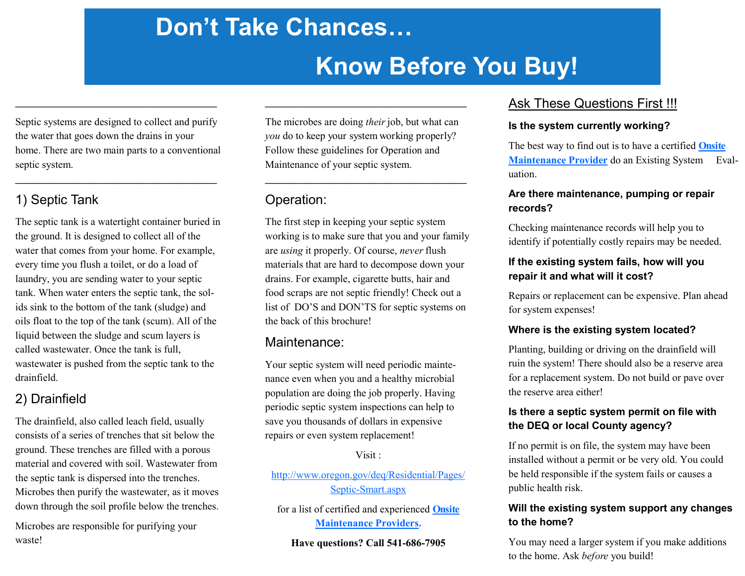# Don't Take Chances…

# Know Before You Buy!

---

Septic systems are designed to collect and purify the water that goes down the drains in your home. There are two main parts to a conventional septic system.

---

## 1) Septic Tank

The septic tank is a watertight container buried in the ground. It is designed to collect all of the water that comes from your home. For example, every time you flush a toilet, or do a load of laundry, you are sending water to your septic tank. When water enters the septic tank, the solids sink to the bottom of the tank (sludge) and oils float to the top of the tank (scum). All of the liquid between the sludge and scum layers is called wastewater. Once the tank is full, wastewater is pushed from the septic tank to the drainfield.

## 2) Drainfield

The drainfield, also called leach field, usually consists of a series of trenches that sit below the ground. These trenches are filled with a porous material and covered with soil. Wastewater from the septic tank is dispersed into the trenches. Microbes then purify the wastewater, as it moves down through the soil profile below the trenches.

Microbes are responsible for purifying your waste!

---

The microbes are doing *their* job, but what can *you* do to keep your system working properly? Follow these guidelines for Operation and Maintenance of your septic system.

---

## Operation:

The first step in keeping your septic system working is to make sure that you and your family are *using* it properly. Of course, *never* flush materials that are hard to decompose down your drains. For example, cigarette butts, hair and food scraps are not septic friendly! Check out a list of DO'S and DON'TS for septic systems on the back of this brochure!

## Maintenance:

Your septic system will need periodic maintenance even when you and a healthy microbial population are doing the job properly. Having periodic septic system inspections can help to save you thousands of dollars in expensive repairs or even system replacement!

Visit :

http://www.oregon.gov/deq/Residential/Pages/Septic-Smart.aspx

for a list of certified and experienced **Onsite Maintenance Providers**.

**Have questions? Call 541-686-7905**

## Ask These Questions First !!!

**Is the system currently working?**

The best way to find out is to have a certified **Onsite Maintenance Provider** do an Existing System Evaluation.

**Are there maintenance, pumping or repair records?**

Checking maintenance records will help you to identify if potentially costly repairs may be needed.

**If the existing system fails, how will you repair it and what will it cost?**

Repairs or replacement can be expensive. Plan ahead for system expenses!

**Where is the existing system located?**

Planting, building or driving on the drainfield will ruin the system! There should also be a reserve area for a replacement system. Do not build or pave over the reserve area either!

**Is there a septic system permit on file with the DEQ or local County agency?**

If no permit is on file, the system may have been installed without a permit or be very old. You could be held responsible if the system fails or causes a public health risk.

**Will the existing system support any changes to the home?**

You may need a larger system if you make additions to the home. Ask *before* you build!